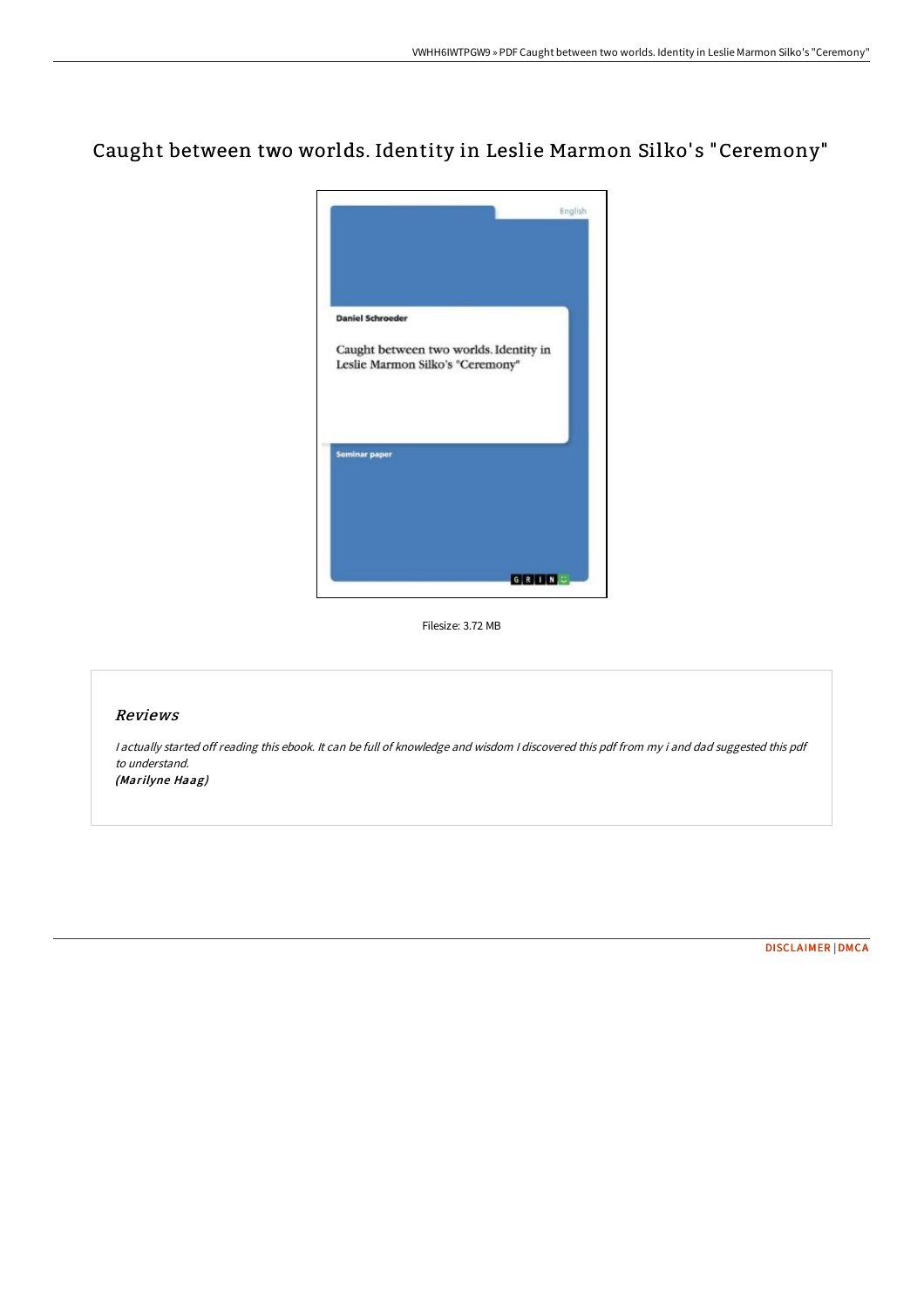# Caught between two worlds. Identity in Leslie Marmon Silko's "Ceremony"

Filesize: 3.72 MB

## Reviews

*I actually started off reading this ebook. It can be full of knowledge and wisdom I discovered this pdf from my i and dad suggested this pdf to understand.*

***(Marilyne Haag)***

DISCLAIMER | DMCA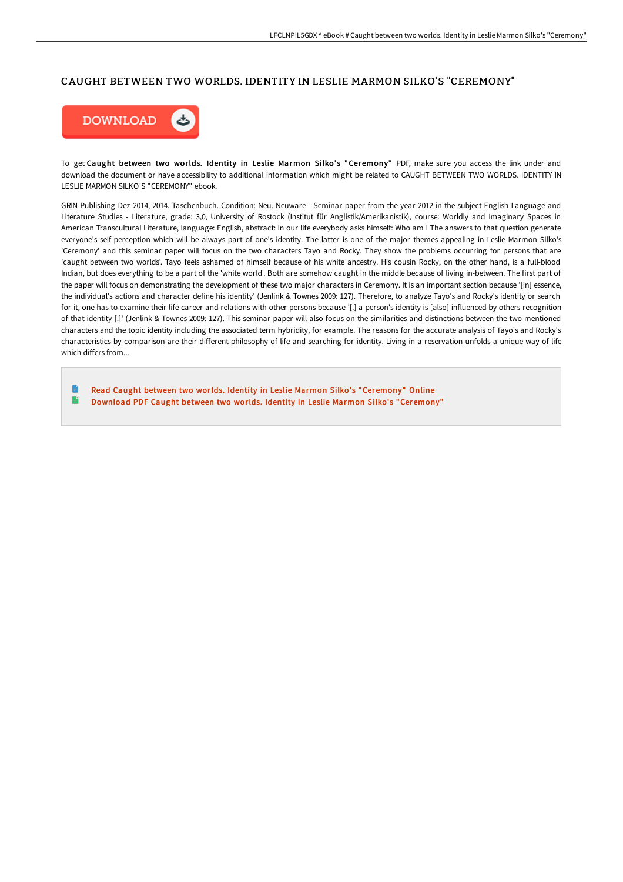# CAUGHT BETWEEN TWO WORLDS. IDENTITY IN LESLIE MARMON SILKO'S "CEREMONY"

DOWNLOAD

To get **Caught between two worlds. Identity in Leslie Marmon Silko's "Ceremony"** PDF, make sure you access the link under and download the document or have accessibility to additional information which might be related to CAUGHT BETWEEN TWO WORLDS. IDENTITY IN LESLIE MARMON SILKO'S "CEREMONY" ebook.

GRIN Publishing Dez 2014, 2014. Taschenbuch. Condition: Neu. Neuware - Seminar paper from the year 2012 in the subject English Language and Literature Studies - Literature, grade: 3,0, University of Rostock (Institut für Anglistik/Amerikanistik), course: Worldly and Imaginary Spaces in American Transcultural Literature, language: English, abstract: In our life everybody asks himself: Who am I The answers to that question generate everyone's self-perception which will be always part of one's identity. The latter is one of the major themes appealing in Leslie Marmon Silko's 'Ceremony' and this seminar paper will focus on the two characters Tayo and Rocky. They show the problems occurring for persons that are 'caught between two worlds'. Tayo feels ashamed of himself because of his white ancestry. His cousin Rocky, on the other hand, is a full-blood Indian, but does everything to be a part of the 'white world'. Both are somehow caught in the middle because of living in-between. The first part of the paper will focus on demonstrating the development of these two major characters in Ceremony. It is an important section because '[in] essence, the individual's actions and character define his identity' (Jenlink & Townes 2009: 127). Therefore, to analyze Tayo's and Rocky's identity or search for it, one has to examine their life career and relations with other persons because '[.] a person's identity is [also] influenced by others recognition of that identity [.]' (Jenlink & Townes 2009: 127). This seminar paper will also focus on the similarities and distinctions between the two mentioned characters and the topic identity including the associated term hybridity, for example. The reasons for the accurate analysis of Tayo's and Rocky's characteristics by comparison are their different philosophy of life and searching for identity. Living in a reservation unfolds a unique way of life which differs from...

- Read Caught between two worlds. Identity in Leslie Marmon Silko's "Ceremony" Online
- Download PDF Caught between two worlds. Identity in Leslie Marmon Silko's "Ceremony"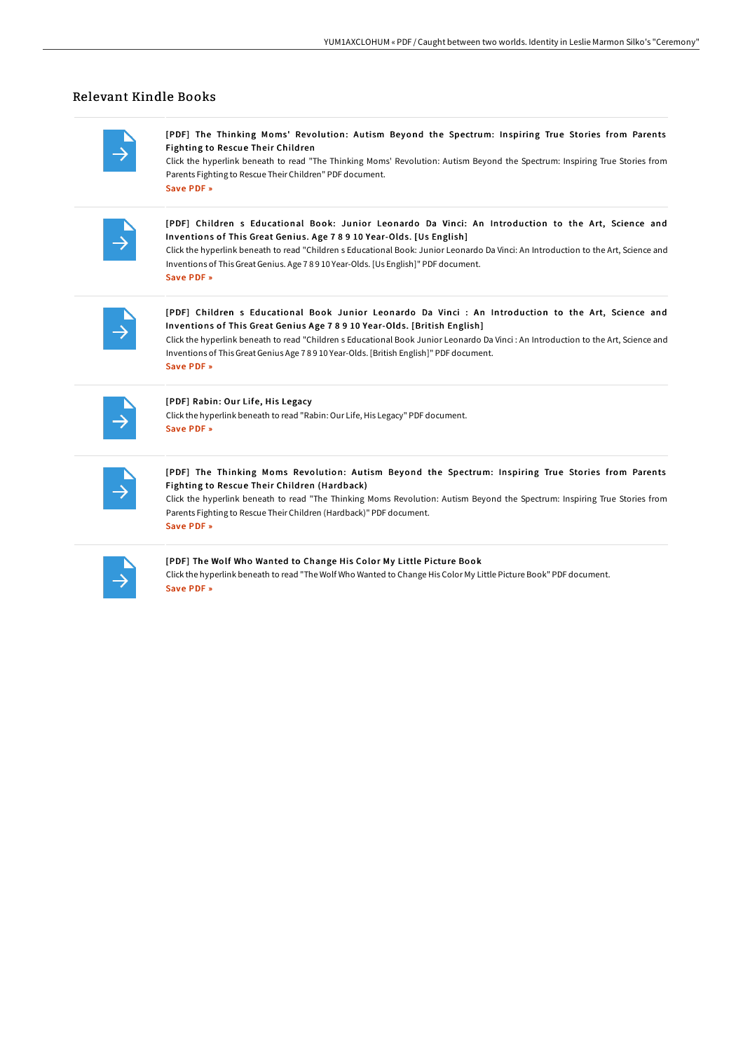## Relevant Kindle Books

[PDF] The Thinking Moms' Revolution: Autism Beyond the Spectrum: Inspiring True Stories from Parents Fighting to Rescue Their Children

Click the hyperlink beneath to read "The Thinking Moms' Revolution: Autism Beyond the Spectrum: Inspiring True Stories from Parents Fighting to Rescue Their Children" PDF document.

Save PDF »

[PDF] Children s Educational Book: Junior Leonardo Da Vinci: An Introduction to the Art, Science and Inventions of This Great Genius. Age 7 8 9 10 Year-Olds. [Us English]

Click the hyperlink beneath to read "Children s Educational Book: Junior Leonardo Da Vinci: An Introduction to the Art, Science and Inventions of This Great Genius. Age 7 8 9 10 Year-Olds. [Us English]" PDF document.

Save PDF »

[PDF] Children s Educational Book Junior Leonardo Da Vinci : An Introduction to the Art, Science and Inventions of This Great Genius Age 7 8 9 10 Year-Olds. [British English]

Click the hyperlink beneath to read "Children s Educational Book Junior Leonardo Da Vinci : An Introduction to the Art, Science and Inventions of This Great Genius Age 7 8 9 10 Year-Olds. [British English]" PDF document.

Save PDF »

[PDF] Rabin: Our Life, His Legacy

Click the hyperlink beneath to read "Rabin: Our Life, His Legacy" PDF document.

Save PDF »

[PDF] The Thinking Moms Revolution: Autism Beyond the Spectrum: Inspiring True Stories from Parents Fighting to Rescue Their Children (Hardback)

Click the hyperlink beneath to read "The Thinking Moms Revolution: Autism Beyond the Spectrum: Inspiring True Stories from Parents Fighting to Rescue Their Children (Hardback)" PDF document.

Save PDF »

[PDF] The Wolf Who Wanted to Change His Color My Little Picture Book

Click the hyperlink beneath to read "The Wolf Who Wanted to Change His Color My Little Picture Book" PDF document.

Save PDF »